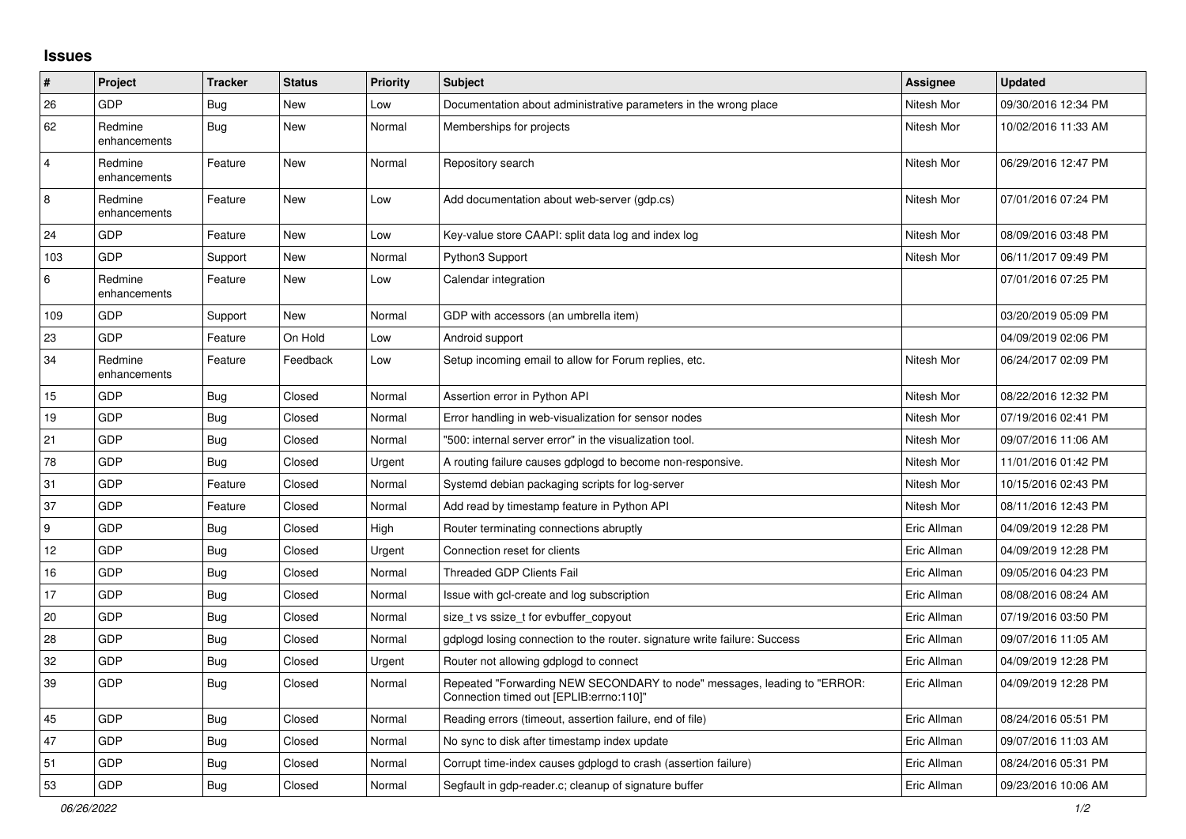## Issues

| # | Project | Tracker | Status | Priority | Subject | Assignee | Updated |
|---|---|---|---|---|---|---|---|
| 26 | GDP | Bug | New | Low | Documentation about administrative parameters in the wrong place | Nitesh Mor | 09/30/2016 12:34 PM |
| 62 | Redmine enhancements | Bug | New | Normal | Memberships for projects | Nitesh Mor | 10/02/2016 11:33 AM |
| 4 | Redmine enhancements | Feature | New | Normal | Repository search | Nitesh Mor | 06/29/2016 12:47 PM |
| 8 | Redmine enhancements | Feature | New | Low | Add documentation about web-server (gdp.cs) | Nitesh Mor | 07/01/2016 07:24 PM |
| 24 | GDP | Feature | New | Low | Key-value store CAAPI: split data log and index log | Nitesh Mor | 08/09/2016 03:48 PM |
| 103 | GDP | Support | New | Normal | Python3 Support | Nitesh Mor | 06/11/2017 09:49 PM |
| 6 | Redmine enhancements | Feature | New | Low | Calendar integration | | 07/01/2016 07:25 PM |
| 109 | GDP | Support | New | Normal | GDP with accessors (an umbrella item) | | 03/20/2019 05:09 PM |
| 23 | GDP | Feature | On Hold | Low | Android support | | 04/09/2019 02:06 PM |
| 34 | Redmine enhancements | Feature | Feedback | Low | Setup incoming email to allow for Forum replies, etc. | Nitesh Mor | 06/24/2017 02:09 PM |
| 15 | GDP | Bug | Closed | Normal | Assertion error in Python API | Nitesh Mor | 08/22/2016 12:32 PM |
| 19 | GDP | Bug | Closed | Normal | Error handling in web-visualization for sensor nodes | Nitesh Mor | 07/19/2016 02:41 PM |
| 21 | GDP | Bug | Closed | Normal | "500: internal server error" in the visualization tool. | Nitesh Mor | 09/07/2016 11:06 AM |
| 78 | GDP | Bug | Closed | Urgent | A routing failure causes gdplogd to become non-responsive. | Nitesh Mor | 11/01/2016 01:42 PM |
| 31 | GDP | Feature | Closed | Normal | Systemd debian packaging scripts for log-server | Nitesh Mor | 10/15/2016 02:43 PM |
| 37 | GDP | Feature | Closed | Normal | Add read by timestamp feature in Python API | Nitesh Mor | 08/11/2016 12:43 PM |
| 9 | GDP | Bug | Closed | High | Router terminating connections abruptly | Eric Allman | 04/09/2019 12:28 PM |
| 12 | GDP | Bug | Closed | Urgent | Connection reset for clients | Eric Allman | 04/09/2019 12:28 PM |
| 16 | GDP | Bug | Closed | Normal | Threaded GDP Clients Fail | Eric Allman | 09/05/2016 04:23 PM |
| 17 | GDP | Bug | Closed | Normal | Issue with gcl-create and log subscription | Eric Allman | 08/08/2016 08:24 AM |
| 20 | GDP | Bug | Closed | Normal | size_t vs ssize_t for evbuffer_copyout | Eric Allman | 07/19/2016 03:50 PM |
| 28 | GDP | Bug | Closed | Normal | gdplogd losing connection to the router. signature write failure: Success | Eric Allman | 09/07/2016 11:05 AM |
| 32 | GDP | Bug | Closed | Urgent | Router not allowing gdplogd to connect | Eric Allman | 04/09/2019 12:28 PM |
| 39 | GDP | Bug | Closed | Normal | Repeated "Forwarding NEW SECONDARY to node" messages, leading to "ERROR: Connection timed out [EPLIB:errno:110]" | Eric Allman | 04/09/2019 12:28 PM |
| 45 | GDP | Bug | Closed | Normal | Reading errors (timeout, assertion failure, end of file) | Eric Allman | 08/24/2016 05:51 PM |
| 47 | GDP | Bug | Closed | Normal | No sync to disk after timestamp index update | Eric Allman | 09/07/2016 11:03 AM |
| 51 | GDP | Bug | Closed | Normal | Corrupt time-index causes gdplogd to crash (assertion failure) | Eric Allman | 08/24/2016 05:31 PM |
| 53 | GDP | Bug | Closed | Normal | Segfault in gdp-reader.c; cleanup of signature buffer | Eric Allman | 09/23/2016 10:06 AM |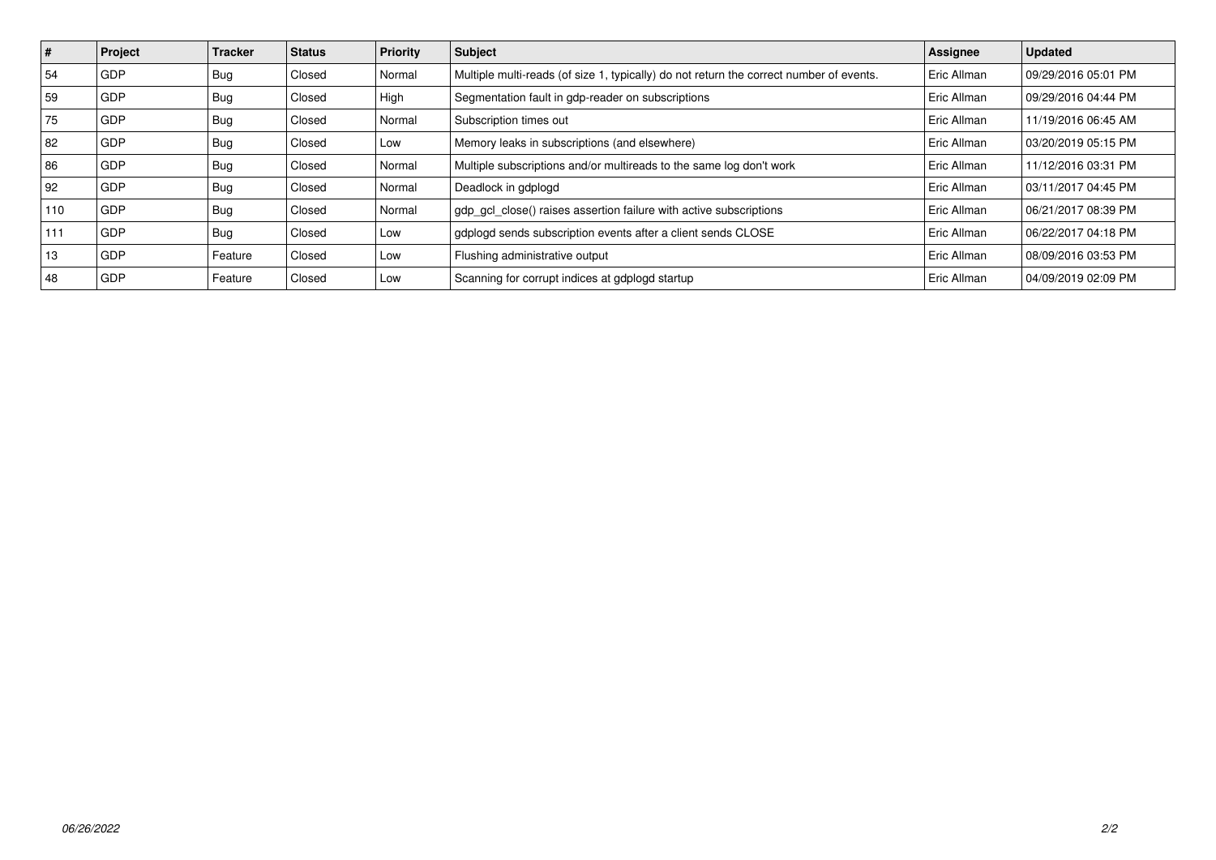| # | Project | Tracker | Status | Priority | Subject | Assignee | Updated |
| --- | --- | --- | --- | --- | --- | --- | --- |
| 54 | GDP | Bug | Closed | Normal | Multiple multi-reads (of size 1, typically) do not return the correct number of events. | Eric Allman | 09/29/2016 05:01 PM |
| 59 | GDP | Bug | Closed | High | Segmentation fault in gdp-reader on subscriptions | Eric Allman | 09/29/2016 04:44 PM |
| 75 | GDP | Bug | Closed | Normal | Subscription times out | Eric Allman | 11/19/2016 06:45 AM |
| 82 | GDP | Bug | Closed | Low | Memory leaks in subscriptions (and elsewhere) | Eric Allman | 03/20/2019 05:15 PM |
| 86 | GDP | Bug | Closed | Normal | Multiple subscriptions and/or multireads to the same log don't work | Eric Allman | 11/12/2016 03:31 PM |
| 92 | GDP | Bug | Closed | Normal | Deadlock in gdplogd | Eric Allman | 03/11/2017 04:45 PM |
| 110 | GDP | Bug | Closed | Normal | gdp_gcl_close() raises assertion failure with active subscriptions | Eric Allman | 06/21/2017 08:39 PM |
| 111 | GDP | Bug | Closed | Low | gdplogd sends subscription events after a client sends CLOSE | Eric Allman | 06/22/2017 04:18 PM |
| 13 | GDP | Feature | Closed | Low | Flushing administrative output | Eric Allman | 08/09/2016 03:53 PM |
| 48 | GDP | Feature | Closed | Low | Scanning for corrupt indices at gdplogd startup | Eric Allman | 04/09/2019 02:09 PM |

*06/26/2022*